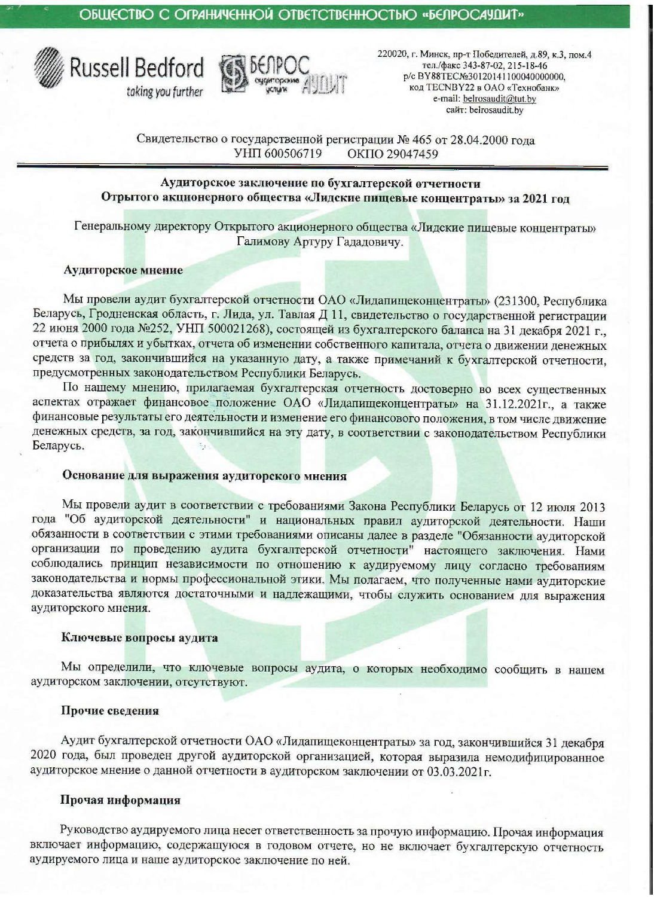**ОБЩЕСТВО С ОГРАНИЧЕННОЙ ОТВЕТСТВЕННОСТЬЮ «БЕЛРОСАУДИТ»**

Russell Bedford
taking you further

БЕЛРОС аудиторские услуги АУДИТ

220020, г. Минск, пр-т Победителей, д.89, к.3, пом.4
тел./факс 343-87-02, 215-18-46
р/с BY88TECN30120141100040000000,
код TECNBY22 в ОАО «Технобанк»
e-mail: belrosaudit@tut.by
сайт: belrosaudit.by

Свидетельство о государственной регистрации № 465 от 28.04.2000 года
УНП 600506719 ОКПО 29047459

## Аудиторское заключение по бухгалтерской отчетности Отрытого акционерного общества «Лидские пищевые концентраты» за 2021 год

Генеральному директору Открытого акционерного общества «Лидские пищевые концентраты» Галимову Артуру Гададовичу.

### Аудиторское мнение

Мы провели аудит бухгалтерской отчетности ОАО «Лидапищеконцентраты» (231300, Республика Беларусь, Гродненская область, г. Лида, ул. Тавлая Д 11, свидетельство о государственной регистрации 22 июня 2000 года №252, УНП 500021268), состоящей из бухгалтерского баланса на 31 декабря 2021 г., отчета о прибылях и убытках, отчета об изменении собственного капитала, отчета о движении денежных средств за год, закончившийся на указанную дату, а также примечаний к бухгалтерской отчетности, предусмотренных законодательством Республики Беларусь.

По нашему мнению, прилагаемая бухгалтерская отчетность достоверно во всех существенных аспектах отражает финансовое положение ОАО «Лидапищеконцентраты» на 31.12.2021г., а также финансовые результаты его деятельности и изменение его финансового положения, в том числе движение денежных средств, за год, закончившийся на эту дату, в соответствии с законодательством Республики Беларусь.

### Основание для выражения аудиторского мнения

Мы провели аудит в соответствии с требованиями Закона Республики Беларусь от 12 июля 2013 года "Об аудиторской деятельности" и национальных правил аудиторской деятельности. Наши обязанности в соответствии с этими требованиями описаны далее в разделе "Обязанности аудиторской организации по проведению аудита бухгалтерской отчетности" настоящего заключения. Нами соблюдались принцип независимости по отношению к аудируемому лицу согласно требованиям законодательства и нормы профессиональной этики. Мы полагаем, что полученные нами аудиторские доказательства являются достаточными и надлежащими, чтобы служить основанием для выражения аудиторского мнения.

### Ключевые вопросы аудита

Мы определили, что ключевые вопросы аудита, о которых необходимо сообщить в нашем аудиторском заключении, отсутствуют.

### Прочие сведения

Аудит бухгалтерской отчетности ОАО «Лидапищеконцентраты» за год, закончившийся 31 декабря 2020 года, был проведен другой аудиторской организацией, которая выразила немодифицированное аудиторское мнение о данной отчетности в аудиторском заключении от 03.03.2021г.

### Прочая информация

Руководство аудируемого лица несет ответственность за прочую информацию. Прочая информация включает информацию, содержащуюся в годовом отчете, но не включает бухгалтерскую отчетность аудируемого лица и наше аудиторское заключение по ней.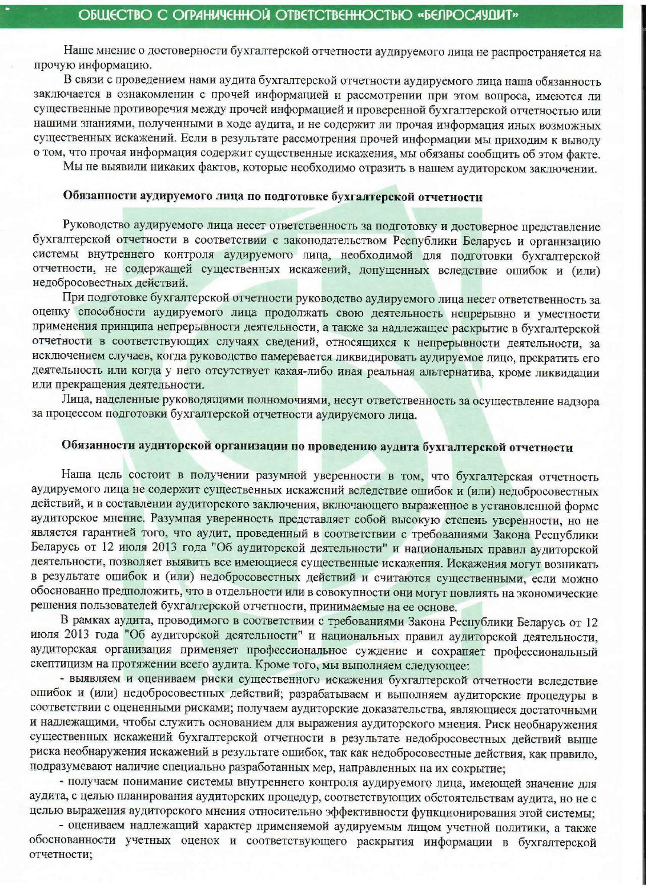Наше мнение о достоверности бухгалтерской отчетности аудируемого лица не распространяется на прочую информацию.

В связи с проведением нами аудита бухгалтерской отчетности аудируемого лица наша обязанность заключается в ознакомлении с прочей информацией и рассмотрении при этом вопроса, имеются ли существенные противоречия между прочей информацией и проверенной бухгалтерской отчетностью или нашими знаниями, полученными в ходе аудита, и не содержит ли прочая информация иных возможных существенных искажений. Если в результате рассмотрения прочей информации мы приходим к выводу о том, что прочая информация содержит существенные искажения, мы обязаны сообщить об этом факте.

Мы не выявили никаких фактов, которые необходимо отразить в нашем аудиторском заключении.

### Обязанности аудируемого лица по подготовке бухгалтерской отчетности

Руководство аудируемого лица несет ответственность за подготовку и достоверное представление бухгалтерской отчетности в соответствии с законодательством Республики Беларусь и организацию системы внутреннего контроля аудируемого лица, необходимой для подготовки бухгалтерской отчетности, не содержащей существенных искажений, допущенных вследствие ошибок и (или) недобросовестных действий.

При подготовке бухгалтерской отчетности руководство аудируемого лица несет ответственность за оценку способности аудируемого лица продолжать свою деятельность непрерывно и уместности применения принципа непрерывности деятельности, а также за надлежащее раскрытие в бухгалтерской отчетности в соответствующих случаях сведений, относящихся к непрерывности деятельности, за исключением случаев, когда руководство намеревается ликвидировать аудируемое лицо, прекратить его деятельность или когда у него отсутствует какая-либо иная реальная альтернатива, кроме ликвидации или прекращения деятельности.

Лица, наделенные руководящими полномочиями, несут ответственность за осуществление надзора за процессом подготовки бухгалтерской отчетности аудируемого лица.

### Обязанности аудиторской организации по проведению аудита бухгалтерской отчетности

Наша цель состоит в получении разумной уверенности в том, что бухгалтерская отчетность аудируемого лица не содержит существенных искажений вследствие ошибок и (или) недобросовестных действий, и в составлении аудиторского заключения, включающего выраженное в установленной форме аудиторское мнение. Разумная уверенность представляет собой высокую степень уверенности, но не является гарантией того, что аудит, проведенный в соответствии с требованиями Закона Республики Беларусь от 12 июля 2013 года "Об аудиторской деятельности" и национальных правил аудиторской деятельности, позволяет выявить все имеющиеся существенные искажения. Искажения могут возникать в результате ошибок и (или) недобросовестных действий и считаются существенными, если можно обоснованно предположить, что в отдельности или в совокупности они могут повлиять на экономические решения пользователей бухгалтерской отчетности, принимаемые на ее основе.

В рамках аудита, проводимого в соответствии с требованиями Закона Республики Беларусь от 12 июля 2013 года "Об аудиторской деятельности" и национальных правил аудиторской деятельности, аудиторская организация применяет профессиональное суждение и сохраняет профессиональный скептицизм на протяжении всего аудита. Кроме того, мы выполняем следующее:

- выявляем и оцениваем риски существенного искажения бухгалтерской отчетности вследствие ошибок и (или) недобросовестных действий; разрабатываем и выполняем аудиторские процедуры в соответствии с оцененными рисками; получаем аудиторские доказательства, являющиеся достаточными и надлежащими, чтобы служить основанием для выражения аудиторского мнения. Риск необнаружения существенных искажений бухгалтерской отчетности в результате недобросовестных действий выше риска необнаружения искажений в результате ошибок, так как недобросовестные действия, как правило, подразумевают наличие специально разработанных мер, направленных на их сокрытие;
- получаем понимание системы внутреннего контроля аудируемого лица, имеющей значение для аудита, с целью планирования аудиторских процедур, соответствующих обстоятельствам аудита, но не с целью выражения аудиторского мнения относительно эффективности функционирования этой системы;
- оцениваем надлежащий характер применяемой аудируемым лицом учетной политики, а также обоснованности учетных оценок и соответствующего раскрытия информации в бухгалтерской отчетности;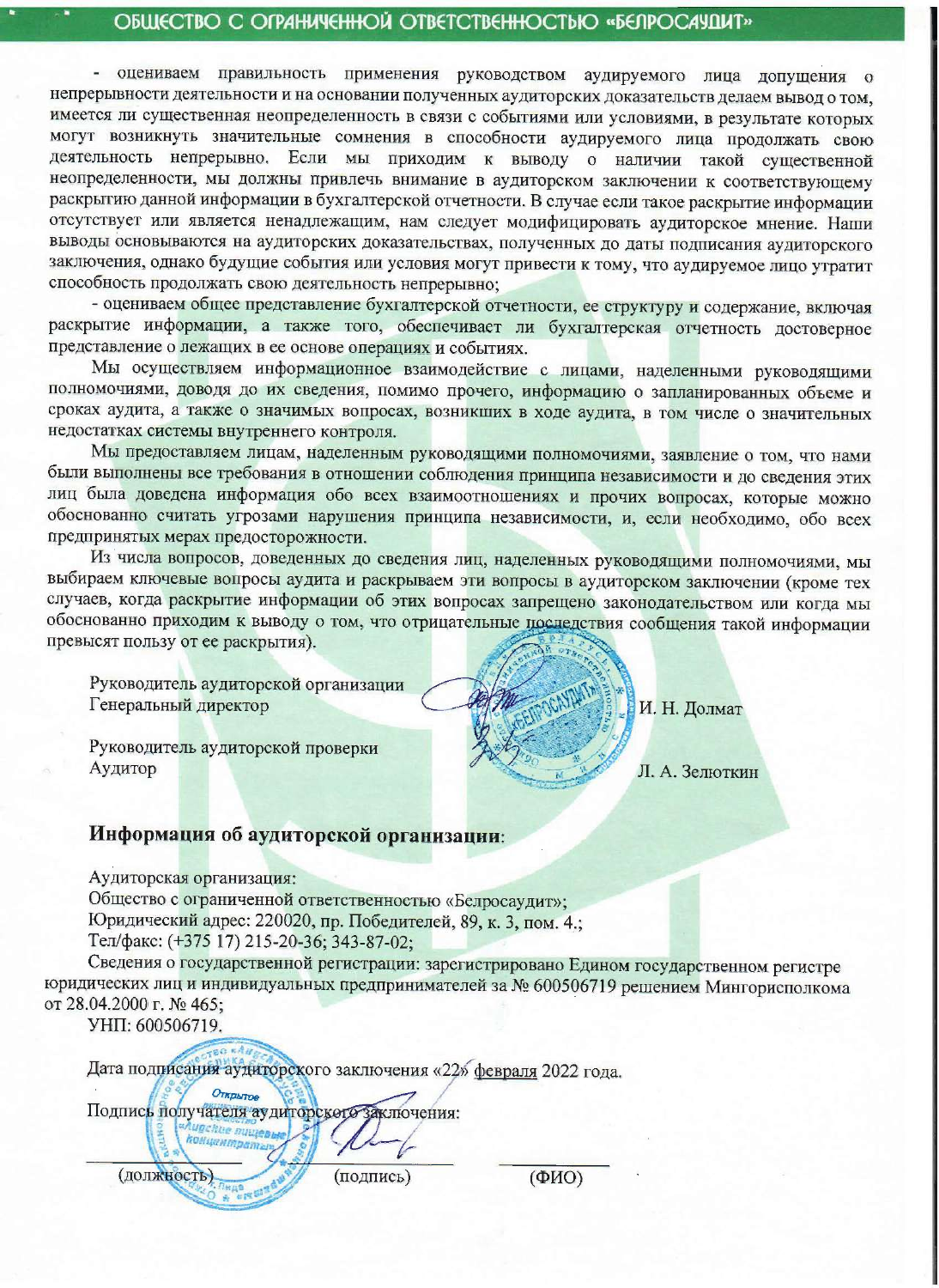- оцениваем правильность применения руководством аудируемого лица допущения о непрерывности деятельности и на основании полученных аудиторских доказательств делаем вывод о том, имеется ли существенная неопределенность в связи с событиями или условиями, в результате которых могут возникнуть значительные сомнения в способности аудируемого лица продолжать свою деятельность непрерывно. Если мы приходим к выводу о наличии такой существенной неопределенности, мы должны привлечь внимание в аудиторском заключении к соответствующему раскрытию данной информации в бухгалтерской отчетности. В случае если такое раскрытие информации отсутствует или является ненадлежащим, нам следует модифицировать аудиторское мнение. Наши выводы основываются на аудиторских доказательствах, полученных до даты подписания аудиторского заключения, однако будущие события или условия могут привести к тому, что аудируемое лицо утратит способность продолжать свою деятельность непрерывно;

- оцениваем общее представление бухгалтерской отчетности, ее структуру и содержание, включая раскрытие информации, а также того, обеспечивает ли бухгалтерская отчетность достоверное представление о лежащих в ее основе операциях и событиях.

Мы осуществляем информационное взаимодействие с лицами, наделенными руководящими полномочиями, доводя до их сведения, помимо прочего, информацию о запланированных объеме и сроках аудита, а также о значимых вопросах, возникших в ходе аудита, в том числе о значительных недостатках системы внутреннего контроля.

Мы предоставляем лицам, наделенным руководящими полномочиями, заявление о том, что нами были выполнены все требования в отношении соблюдения принципа независимости и до сведения этих лиц была доведена информация обо всех взаимоотношениях и прочих вопросах, которые можно обоснованно считать угрозами нарушения принципа независимости, и, если необходимо, обо всех предпринятых мерах предосторожности.

Из числа вопросов, доведенных до сведения лиц, наделенных руководящими полномочиями, мы выбираем ключевые вопросы аудита и раскрываем эти вопросы в аудиторском заключении (кроме тех случаев, когда раскрытие информации об этих вопросах запрещено законодательством или когда мы обоснованно приходим к выводу о том, что отрицательные последствия сообщения такой информации превысят пользу от ее раскрытия).

Руководитель аудиторской организации
Генеральный директор — И. Н. Долмат

Руководитель аудиторской проверки
Аудитор — Л. А. Зелюткин

## Информация об аудиторской организации:

Аудиторская организация:
Общество с ограниченной ответственностью «Белросаудит»;
Юридический адрес: 220020, пр. Победителей, 89, к. 3, пом. 4.;
Тел/факс: (+375 17) 215-20-36; 343-87-02;
Сведения о государственной регистрации: зарегистрировано Едином государственном регистре юридических лиц и индивидуальных предпринимателей за № 600506719 решением Мингорисполкома от 28.04.2000 г. № 465;
УНП: 600506719.

Дата подписания аудиторского заключения «22» февраля 2022 года.

Подпись получателя аудиторского заключения:

(должность) (подпись) (ФИО)